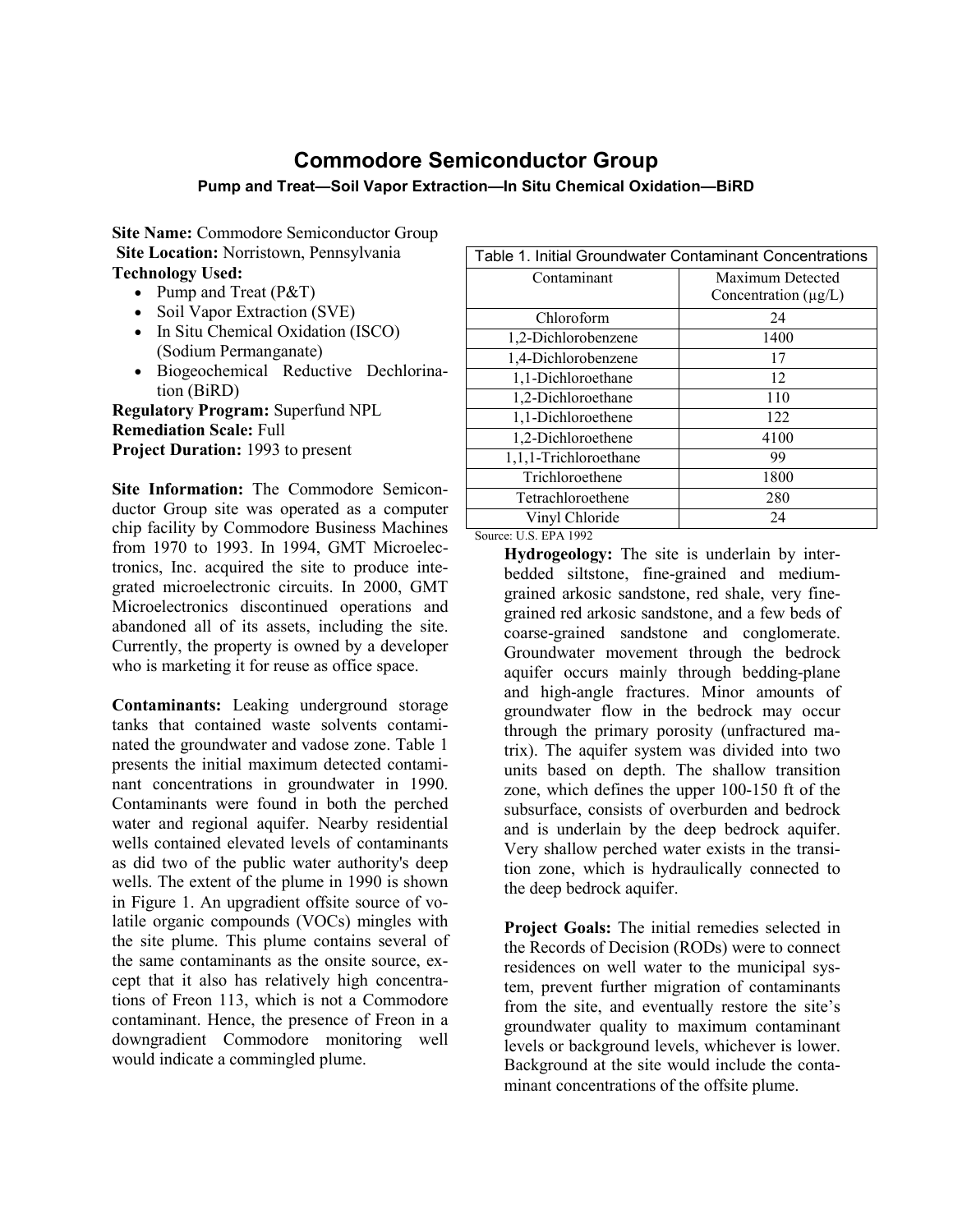# Commodore Semiconductor Group

### Pump and Treat—Soil Vapor Extraction—In Situ Chemical Oxidation—BiRD

**Site Name:** Commodore Semiconductor Group
**Site Location:** Norristown, Pennsylvania
**Technology Used:**

- Pump and Treat (P&T)
- Soil Vapor Extraction (SVE)
- In Situ Chemical Oxidation (ISCO) (Sodium Permanganate)
- Biogeochemical Reductive Dechlorination (BiRD)

**Regulatory Program:** Superfund NPL
**Remediation Scale:** Full
**Project Duration:** 1993 to present

**Site Information:** The Commodore Semiconductor Group site was operated as a computer chip facility by Commodore Business Machines from 1970 to 1993. In 1994, GMT Microelectronics, Inc. acquired the site to produce integrated microelectronic circuits. In 2000, GMT Microelectronics discontinued operations and abandoned all of its assets, including the site. Currently, the property is owned by a developer who is marketing it for reuse as office space.

**Contaminants:** Leaking underground storage tanks that contained waste solvents contaminated the groundwater and vadose zone. Table 1 presents the initial maximum detected contaminant concentrations in groundwater in 1990. Contaminants were found in both the perched water and regional aquifer. Nearby residential wells contained elevated levels of contaminants as did two of the public water authority's deep wells. The extent of the plume in 1990 is shown in Figure 1. An upgradient offsite source of volatile organic compounds (VOCs) mingles with the site plume. This plume contains several of the same contaminants as the onsite source, except that it also has relatively high concentrations of Freon 113, which is not a Commodore contaminant. Hence, the presence of Freon in a downgradient Commodore monitoring well would indicate a commingled plume.

Table 1. Initial Groundwater Contaminant Concentrations

| Contaminant | Maximum Detected Concentration (μg/L) |
| --- | --- |
| Chloroform | 24 |
| 1,2-Dichlorobenzene | 1400 |
| 1,4-Dichlorobenzene | 17 |
| 1,1-Dichloroethane | 12 |
| 1,2-Dichloroethane | 110 |
| 1,1-Dichloroethene | 122 |
| 1,2-Dichloroethene | 4100 |
| 1,1,1-Trichloroethane | 99 |
| Trichloroethene | 1800 |
| Tetrachloroethene | 280 |
| Vinyl Chloride | 24 |

Source: U.S. EPA 1992

**Hydrogeology:** The site is underlain by interbedded siltstone, fine-grained and medium-grained arkosic sandstone, red shale, very fine-grained red arkosic sandstone, and a few beds of coarse-grained sandstone and conglomerate. Groundwater movement through the bedrock aquifer occurs mainly through bedding-plane and high-angle fractures. Minor amounts of groundwater flow in the bedrock may occur through the primary porosity (unfractured matrix). The aquifer system was divided into two units based on depth. The shallow transition zone, which defines the upper 100-150 ft of the subsurface, consists of overburden and bedrock and is underlain by the deep bedrock aquifer. Very shallow perched water exists in the transition zone, which is hydraulically connected to the deep bedrock aquifer.

**Project Goals:** The initial remedies selected in the Records of Decision (RODs) were to connect residences on well water to the municipal system, prevent further migration of contaminants from the site, and eventually restore the site's groundwater quality to maximum contaminant levels or background levels, whichever is lower. Background at the site would include the contaminant concentrations of the offsite plume.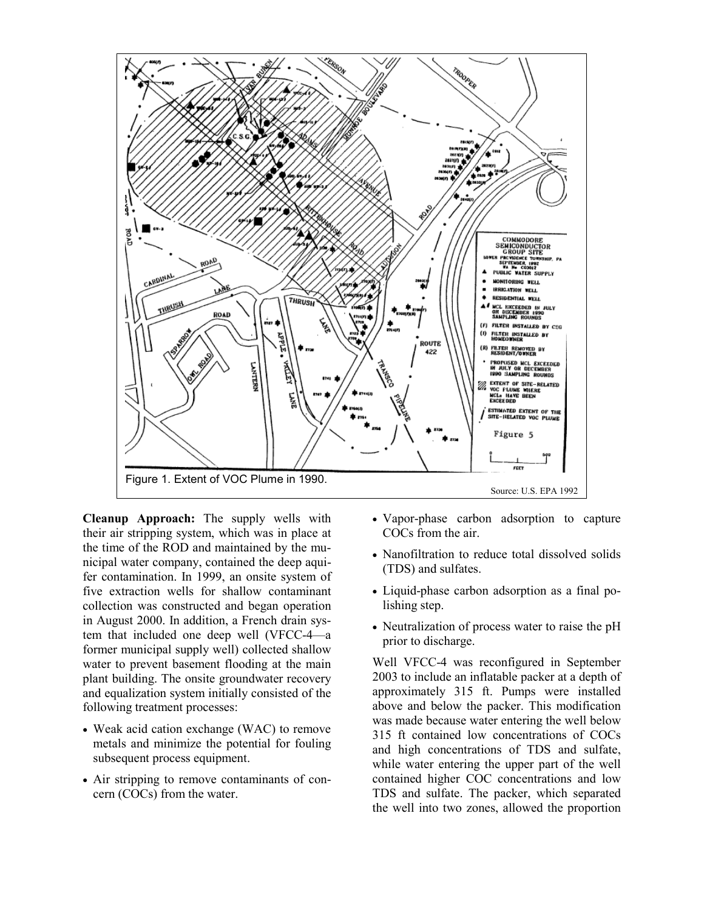Figure 1. Extent of VOC Plume in 1990.

Source: U.S. EPA 1992

**Cleanup Approach:** The supply wells with their air stripping system, which was in place at the time of the ROD and maintained by the municipal water company, contained the deep aquifer contamination. In 1999, an onsite system of five extraction wells for shallow contaminant collection was constructed and began operation in August 2000. In addition, a French drain system that included one deep well (VFCC-4—a former municipal supply well) collected shallow water to prevent basement flooding at the main plant building. The onsite groundwater recovery and equalization system initially consisted of the following treatment processes:

- Weak acid cation exchange (WAC) to remove metals and minimize the potential for fouling subsequent process equipment.
- Air stripping to remove contaminants of concern (COCs) from the water.
- Vapor-phase carbon adsorption to capture COCs from the air.
- Nanofiltration to reduce total dissolved solids (TDS) and sulfates.
- Liquid-phase carbon adsorption as a final polishing step.
- Neutralization of process water to raise the pH prior to discharge.

Well VFCC-4 was reconfigured in September 2003 to include an inflatable packer at a depth of approximately 315 ft. Pumps were installed above and below the packer. This modification was made because water entering the well below 315 ft contained low concentrations of COCs and high concentrations of TDS and sulfate, while water entering the upper part of the well contained higher COC concentrations and low TDS and sulfate. The packer, which separated the well into two zones, allowed the proportion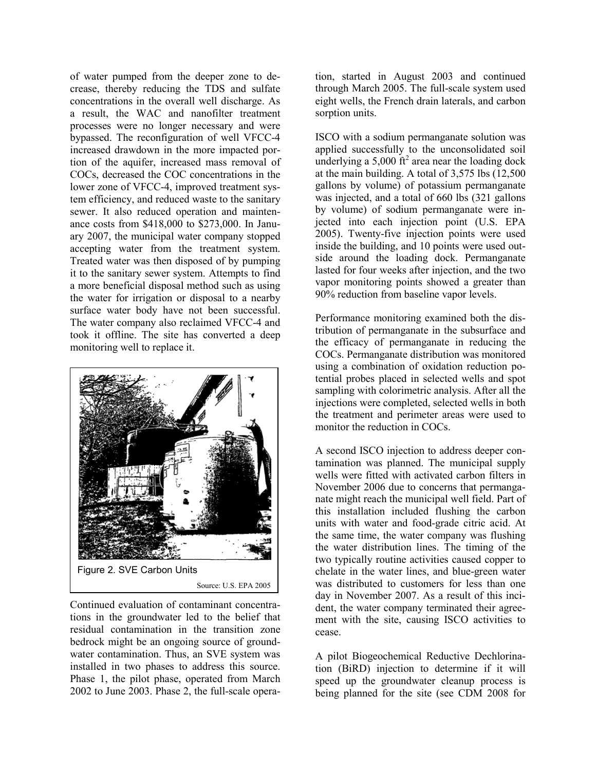of water pumped from the deeper zone to decrease, thereby reducing the TDS and sulfate concentrations in the overall well discharge. As a result, the WAC and nanofilter treatment processes were no longer necessary and were bypassed. The reconfiguration of well VFCC-4 increased drawdown in the more impacted portion of the aquifer, increased mass removal of COCs, decreased the COC concentrations in the lower zone of VFCC-4, improved treatment system efficiency, and reduced waste to the sanitary sewer. It also reduced operation and maintenance costs from $418,000 to $273,000. In January 2007, the municipal water company stopped accepting water from the treatment system. Treated water was then disposed of by pumping it to the sanitary sewer system. Attempts to find a more beneficial disposal method such as using the water for irrigation or disposal to a nearby surface water body have not been successful. The water company also reclaimed VFCC-4 and took it offline. The site has converted a deep monitoring well to replace it.

Figure 2. SVE Carbon Units

Source: U.S. EPA 2005

Continued evaluation of contaminant concentrations in the groundwater led to the belief that residual contamination in the transition zone bedrock might be an ongoing source of groundwater contamination. Thus, an SVE system was installed in two phases to address this source. Phase 1, the pilot phase, operated from March 2002 to June 2003. Phase 2, the full-scale operation, started in August 2003 and continued through March 2005. The full-scale system used eight wells, the French drain laterals, and carbon sorption units.

ISCO with a sodium permanganate solution was applied successfully to the unconsolidated soil underlying a 5,000 ft$^2$ area near the loading dock at the main building. A total of 3,575 lbs (12,500 gallons by volume) of potassium permanganate was injected, and a total of 660 lbs (321 gallons by volume) of sodium permanganate were injected into each injection point (U.S. EPA 2005). Twenty-five injection points were used inside the building, and 10 points were used outside around the loading dock. Permanganate lasted for four weeks after injection, and the two vapor monitoring points showed a greater than 90% reduction from baseline vapor levels.

Performance monitoring examined both the distribution of permanganate in the subsurface and the efficacy of permanganate in reducing the COCs. Permanganate distribution was monitored using a combination of oxidation reduction potential probes placed in selected wells and spot sampling with colorimetric analysis. After all the injections were completed, selected wells in both the treatment and perimeter areas were used to monitor the reduction in COCs.

A second ISCO injection to address deeper contamination was planned. The municipal supply wells were fitted with activated carbon filters in November 2006 due to concerns that permanganate might reach the municipal well field. Part of this installation included flushing the carbon units with water and food-grade citric acid. At the same time, the water company was flushing the water distribution lines. The timing of the two typically routine activities caused copper to chelate in the water lines, and blue-green water was distributed to customers for less than one day in November 2007. As a result of this incident, the water company terminated their agreement with the site, causing ISCO activities to cease.

A pilot Biogeochemical Reductive Dechlorination (BiRD) injection to determine if it will speed up the groundwater cleanup process is being planned for the site (see CDM 2008 for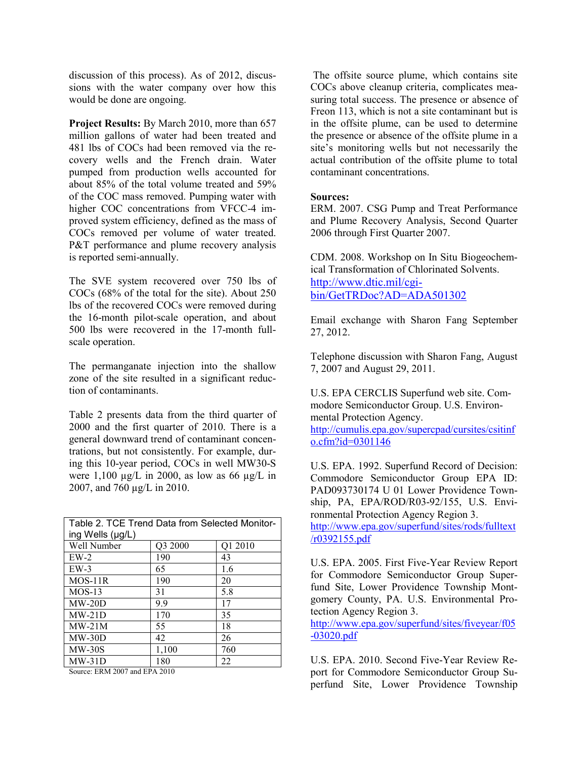discussion of this process). As of 2012, discussions with the water company over how this would be done are ongoing.

**Project Results:** By March 2010, more than 657 million gallons of water had been treated and 481 lbs of COCs had been removed via the recovery wells and the French drain. Water pumped from production wells accounted for about 85% of the total volume treated and 59% of the COC mass removed. Pumping water with higher COC concentrations from VFCC-4 improved system efficiency, defined as the mass of COCs removed per volume of water treated. P&T performance and plume recovery analysis is reported semi-annually.

The SVE system recovered over 750 lbs of COCs (68% of the total for the site). About 250 lbs of the recovered COCs were removed during the 16-month pilot-scale operation, and about 500 lbs were recovered in the 17-month full-scale operation.

The permanganate injection into the shallow zone of the site resulted in a significant reduction of contaminants.

Table 2 presents data from the third quarter of 2000 and the first quarter of 2010. There is a general downward trend of contaminant concentrations, but not consistently. For example, during this 10-year period, COCs in well MW30-S were 1,100 µg/L in 2000, as low as 66 µg/L in 2007, and 760 µg/L in 2010.

Table 2. TCE Trend Data from Selected Monitoring Wells (µg/L)

| Well Number | Q3 2000 | Q1 2010 |
|---|---|---|
| EW-2 | 190 | 43 |
| EW-3 | 65 | 1.6 |
| MOS-11R | 190 | 20 |
| MOS-13 | 31 | 5.8 |
| MW-20D | 9.9 | 17 |
| MW-21D | 170 | 35 |
| MW-21M | 55 | 18 |
| MW-30D | 42 | 26 |
| MW-30S | 1,100 | 760 |
| MW-31D | 180 | 22 |

Source: ERM 2007 and EPA 2010

The offsite source plume, which contains site COCs above cleanup criteria, complicates measuring total success. The presence or absence of Freon 113, which is not a site contaminant but is in the offsite plume, can be used to determine the presence or absence of the offsite plume in a site's monitoring wells but not necessarily the actual contribution of the offsite plume to total contaminant concentrations.

**Sources:**

ERM. 2007. CSG Pump and Treat Performance and Plume Recovery Analysis, Second Quarter 2006 through First Quarter 2007.

CDM. 2008. Workshop on In Situ Biogeochemical Transformation of Chlorinated Solvents. http://www.dtic.mil/cgi-bin/GetTRDoc?AD=ADA501302

Email exchange with Sharon Fang September 27, 2012.

Telephone discussion with Sharon Fang, August 7, 2007 and August 29, 2011.

U.S. EPA CERCLIS Superfund web site. Commodore Semiconductor Group. U.S. Environmental Protection Agency. http://cumulis.epa.gov/supercpad/cursites/csitinfo.cfm?id=0301146

U.S. EPA. 1992. Superfund Record of Decision: Commodore Semiconductor Group EPA ID: PAD093730174 U 01 Lower Providence Township, PA, EPA/ROD/R03-92/155, U.S. Environmental Protection Agency Region 3. http://www.epa.gov/superfund/sites/rods/fulltext/r0392155.pdf

U.S. EPA. 2005. First Five-Year Review Report for Commodore Semiconductor Group Superfund Site, Lower Providence Township Montgomery County, PA. U.S. Environmental Protection Agency Region 3. http://www.epa.gov/superfund/sites/fiveyear/f05-03020.pdf

U.S. EPA. 2010. Second Five-Year Review Report for Commodore Semiconductor Group Superfund Site, Lower Providence Township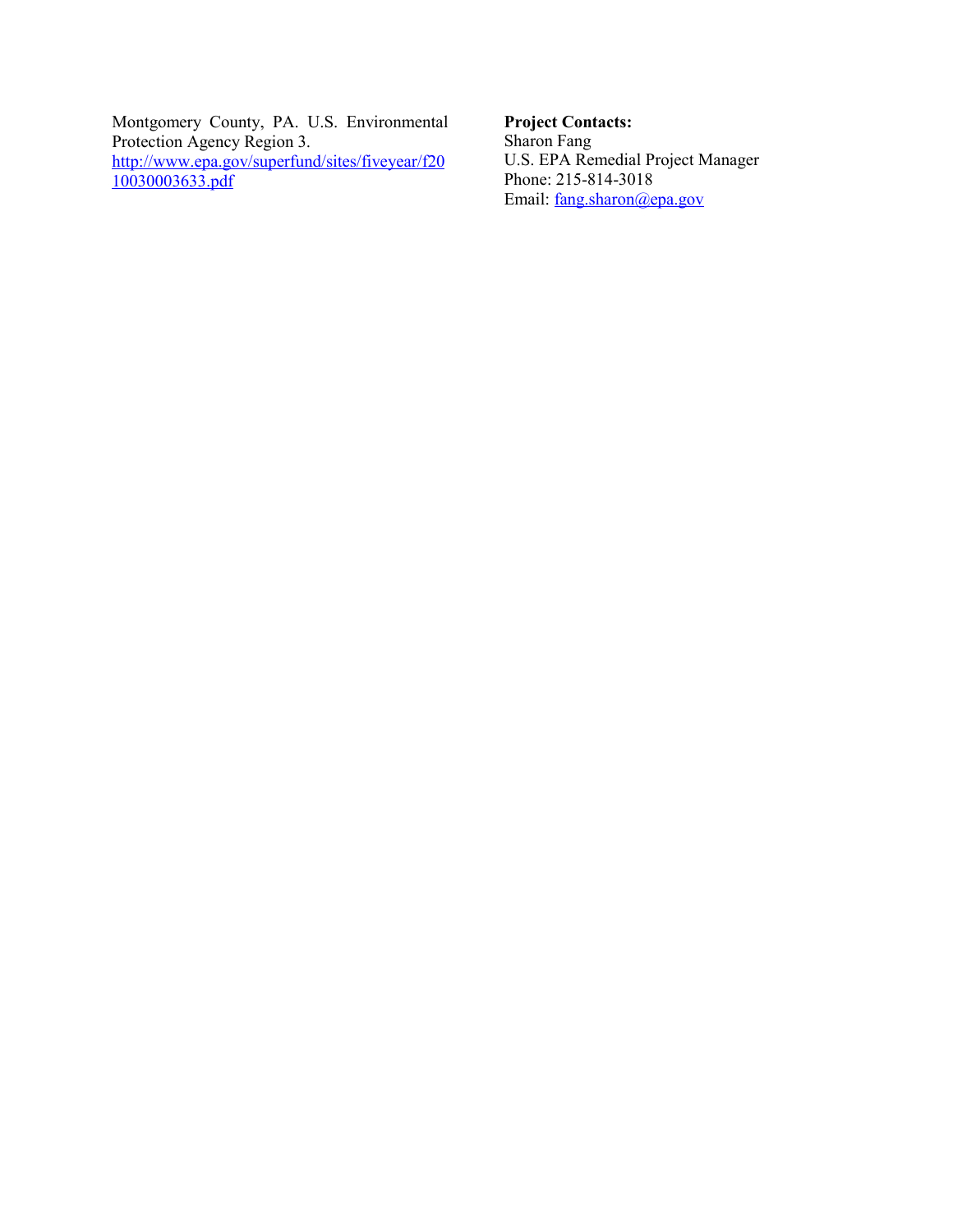Montgomery County, PA. U.S. Environmental Protection Agency Region 3. http://www.epa.gov/superfund/sites/fiveyear/f2010030003633.pdf

**Project Contacts:**
Sharon Fang
U.S. EPA Remedial Project Manager
Phone: 215-814-3018
Email: fang.sharon@epa.gov